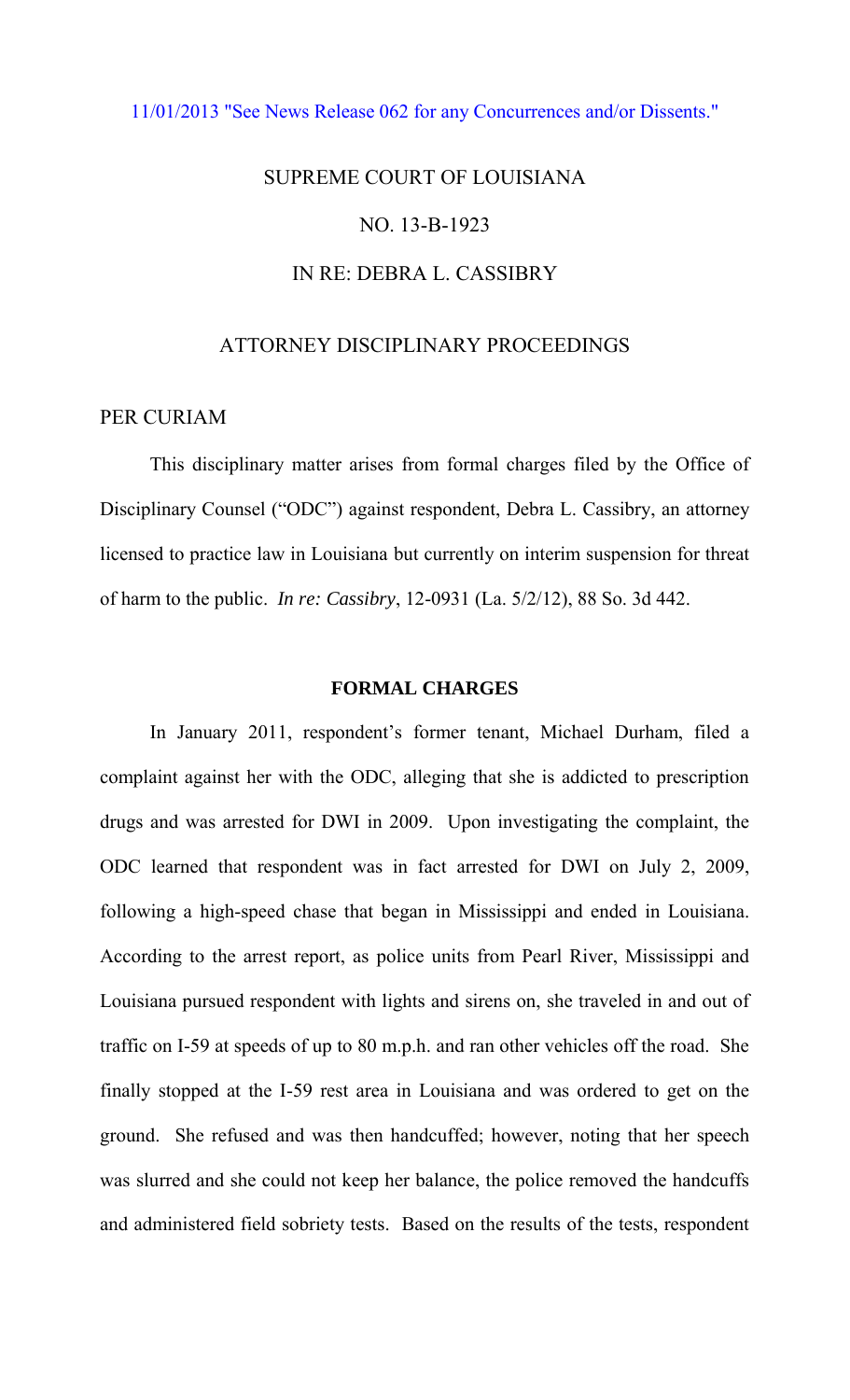11/01/2013 "See News Release 062 for any Concurrences and/or Dissents."

SUPREME COURT OF LOUISIANA

NO. 13-B-1923

IN RE: DEBRA L. CASSIBRY

ATTORNEY DISCIPLINARY PROCEEDINGS

PER CURIAM

This disciplinary matter arises from formal charges filed by the Office of Disciplinary Counsel ("ODC") against respondent, Debra L. Cassibry, an attorney licensed to practice law in Louisiana but currently on interim suspension for threat of harm to the public. *In re: Cassibry*, 12-0931 (La. 5/2/12), 88 So. 3d 442.

**FORMAL CHARGES**

In January 2011, respondent's former tenant, Michael Durham, filed a complaint against her with the ODC, alleging that she is addicted to prescription drugs and was arrested for DWI in 2009. Upon investigating the complaint, the ODC learned that respondent was in fact arrested for DWI on July 2, 2009, following a high-speed chase that began in Mississippi and ended in Louisiana. According to the arrest report, as police units from Pearl River, Mississippi and Louisiana pursued respondent with lights and sirens on, she traveled in and out of traffic on I-59 at speeds of up to 80 m.p.h. and ran other vehicles off the road. She finally stopped at the I-59 rest area in Louisiana and was ordered to get on the ground. She refused and was then handcuffed; however, noting that her speech was slurred and she could not keep her balance, the police removed the handcuffs and administered field sobriety tests. Based on the results of the tests, respondent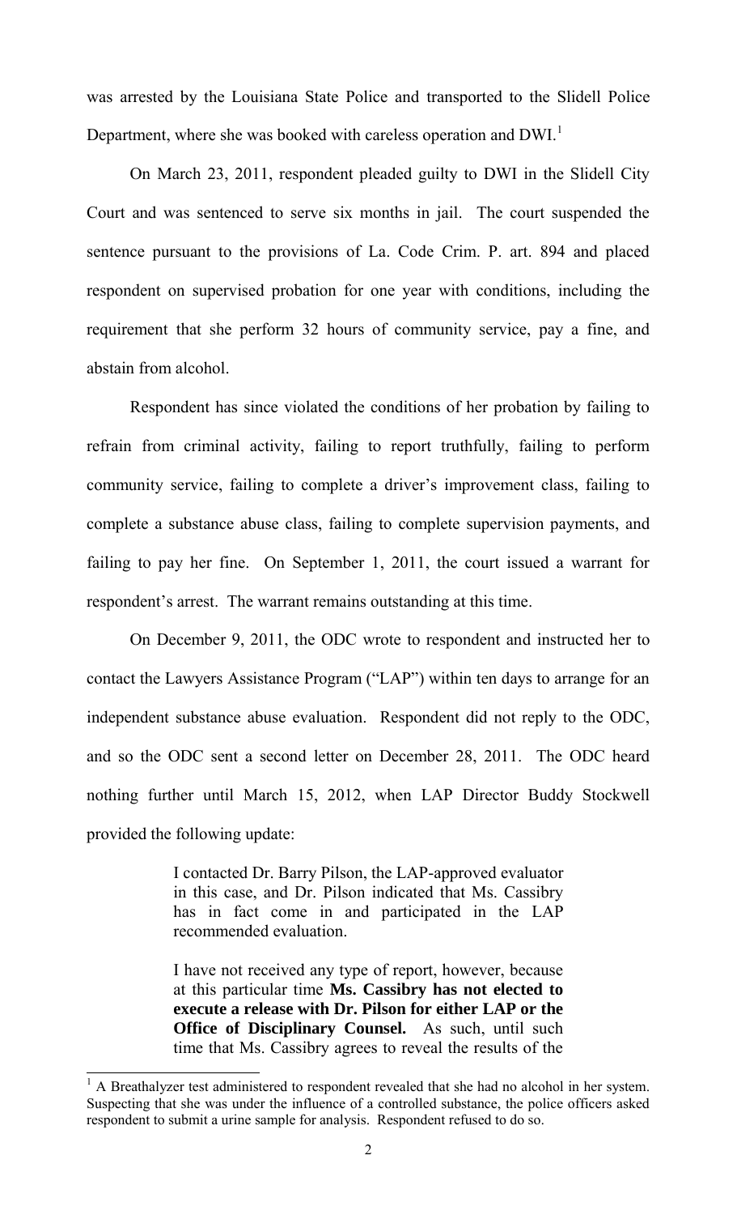was arrested by the Louisiana State Police and transported to the Slidell Police Department, where she was booked with careless operation and DWI.[1]

On March 23, 2011, respondent pleaded guilty to DWI in the Slidell City Court and was sentenced to serve six months in jail. The court suspended the sentence pursuant to the provisions of La. Code Crim. P. art. 894 and placed respondent on supervised probation for one year with conditions, including the requirement that she perform 32 hours of community service, pay a fine, and abstain from alcohol.

Respondent has since violated the conditions of her probation by failing to refrain from criminal activity, failing to report truthfully, failing to perform community service, failing to complete a driver's improvement class, failing to complete a substance abuse class, failing to complete supervision payments, and failing to pay her fine. On September 1, 2011, the court issued a warrant for respondent's arrest. The warrant remains outstanding at this time.

On December 9, 2011, the ODC wrote to respondent and instructed her to contact the Lawyers Assistance Program ("LAP") within ten days to arrange for an independent substance abuse evaluation. Respondent did not reply to the ODC, and so the ODC sent a second letter on December 28, 2011. The ODC heard nothing further until March 15, 2012, when LAP Director Buddy Stockwell provided the following update:

> I contacted Dr. Barry Pilson, the LAP-approved evaluator in this case, and Dr. Pilson indicated that Ms. Cassibry has in fact come in and participated in the LAP recommended evaluation.
>
> I have not received any type of report, however, because at this particular time **Ms. Cassibry has not elected to execute a release with Dr. Pilson for either LAP or the Office of Disciplinary Counsel.** As such, until such time that Ms. Cassibry agrees to reveal the results of the

[1] A Breathalyzer test administered to respondent revealed that she had no alcohol in her system. Suspecting that she was under the influence of a controlled substance, the police officers asked respondent to submit a urine sample for analysis. Respondent refused to do so.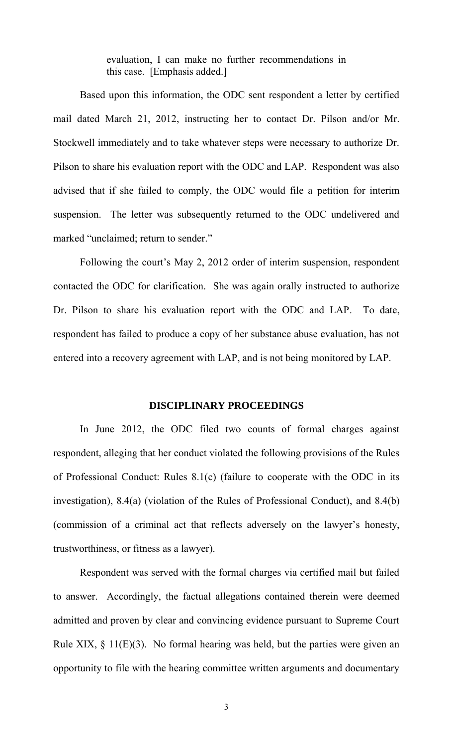> evaluation, I can make no further recommendations in this case. [Emphasis added.]

Based upon this information, the ODC sent respondent a letter by certified mail dated March 21, 2012, instructing her to contact Dr. Pilson and/or Mr. Stockwell immediately and to take whatever steps were necessary to authorize Dr. Pilson to share his evaluation report with the ODC and LAP. Respondent was also advised that if she failed to comply, the ODC would file a petition for interim suspension. The letter was subsequently returned to the ODC undelivered and marked "unclaimed; return to sender."

Following the court's May 2, 2012 order of interim suspension, respondent contacted the ODC for clarification. She was again orally instructed to authorize Dr. Pilson to share his evaluation report with the ODC and LAP. To date, respondent has failed to produce a copy of her substance abuse evaluation, has not entered into a recovery agreement with LAP, and is not being monitored by LAP.

## DISCIPLINARY PROCEEDINGS

In June 2012, the ODC filed two counts of formal charges against respondent, alleging that her conduct violated the following provisions of the Rules of Professional Conduct: Rules 8.1(c) (failure to cooperate with the ODC in its investigation), 8.4(a) (violation of the Rules of Professional Conduct), and 8.4(b) (commission of a criminal act that reflects adversely on the lawyer's honesty, trustworthiness, or fitness as a lawyer).

Respondent was served with the formal charges via certified mail but failed to answer. Accordingly, the factual allegations contained therein were deemed admitted and proven by clear and convincing evidence pursuant to Supreme Court Rule XIX, § 11(E)(3). No formal hearing was held, but the parties were given an opportunity to file with the hearing committee written arguments and documentary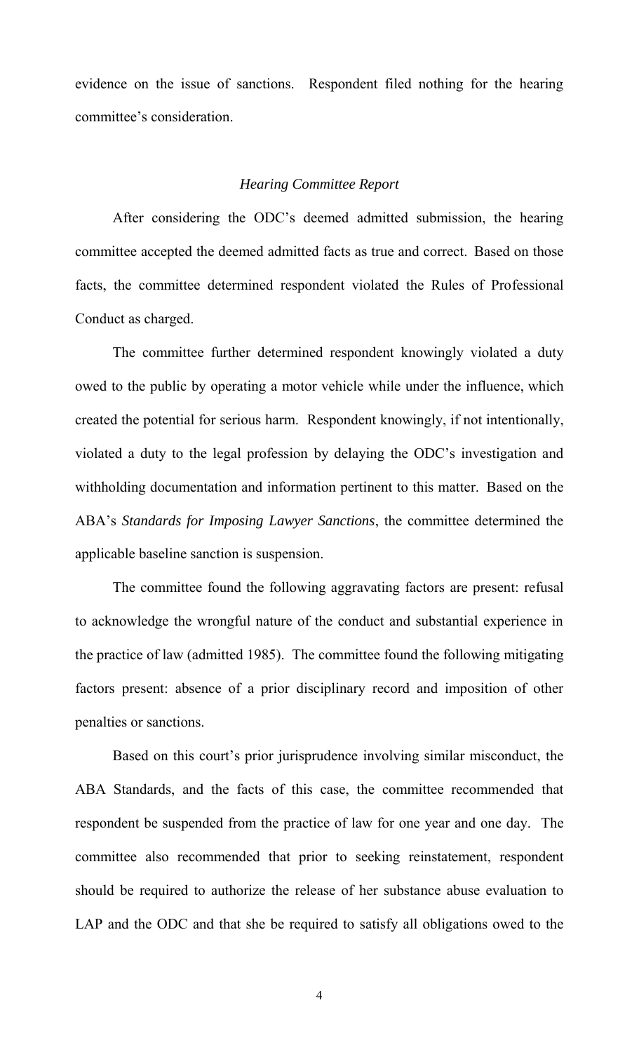evidence on the issue of sanctions. Respondent filed nothing for the hearing committee's consideration.

### *Hearing Committee Report*

After considering the ODC's deemed admitted submission, the hearing committee accepted the deemed admitted facts as true and correct. Based on those facts, the committee determined respondent violated the Rules of Professional Conduct as charged.

The committee further determined respondent knowingly violated a duty owed to the public by operating a motor vehicle while under the influence, which created the potential for serious harm. Respondent knowingly, if not intentionally, violated a duty to the legal profession by delaying the ODC's investigation and withholding documentation and information pertinent to this matter. Based on the ABA's *Standards for Imposing Lawyer Sanctions*, the committee determined the applicable baseline sanction is suspension.

The committee found the following aggravating factors are present: refusal to acknowledge the wrongful nature of the conduct and substantial experience in the practice of law (admitted 1985). The committee found the following mitigating factors present: absence of a prior disciplinary record and imposition of other penalties or sanctions.

Based on this court's prior jurisprudence involving similar misconduct, the ABA Standards, and the facts of this case, the committee recommended that respondent be suspended from the practice of law for one year and one day. The committee also recommended that prior to seeking reinstatement, respondent should be required to authorize the release of her substance abuse evaluation to LAP and the ODC and that she be required to satisfy all obligations owed to the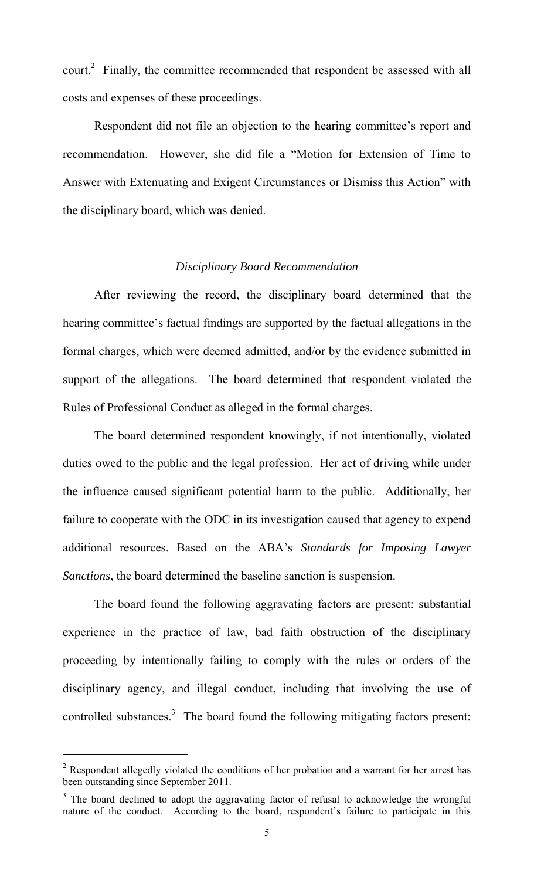court.[2] Finally, the committee recommended that respondent be assessed with all costs and expenses of these proceedings.

Respondent did not file an objection to the hearing committee's report and recommendation. However, she did file a "Motion for Extension of Time to Answer with Extenuating and Exigent Circumstances or Dismiss this Action" with the disciplinary board, which was denied.

### *Disciplinary Board Recommendation*

After reviewing the record, the disciplinary board determined that the hearing committee's factual findings are supported by the factual allegations in the formal charges, which were deemed admitted, and/or by the evidence submitted in support of the allegations. The board determined that respondent violated the Rules of Professional Conduct as alleged in the formal charges.

The board determined respondent knowingly, if not intentionally, violated duties owed to the public and the legal profession. Her act of driving while under the influence caused significant potential harm to the public. Additionally, her failure to cooperate with the ODC in its investigation caused that agency to expend additional resources. Based on the ABA's *Standards for Imposing Lawyer Sanctions*, the board determined the baseline sanction is suspension.

The board found the following aggravating factors are present: substantial experience in the practice of law, bad faith obstruction of the disciplinary proceeding by intentionally failing to comply with the rules or orders of the disciplinary agency, and illegal conduct, including that involving the use of controlled substances.[3] The board found the following mitigating factors present:

---

[2] Respondent allegedly violated the conditions of her probation and a warrant for her arrest has been outstanding since September 2011.

[3] The board declined to adopt the aggravating factor of refusal to acknowledge the wrongful nature of the conduct. According to the board, respondent's failure to participate in this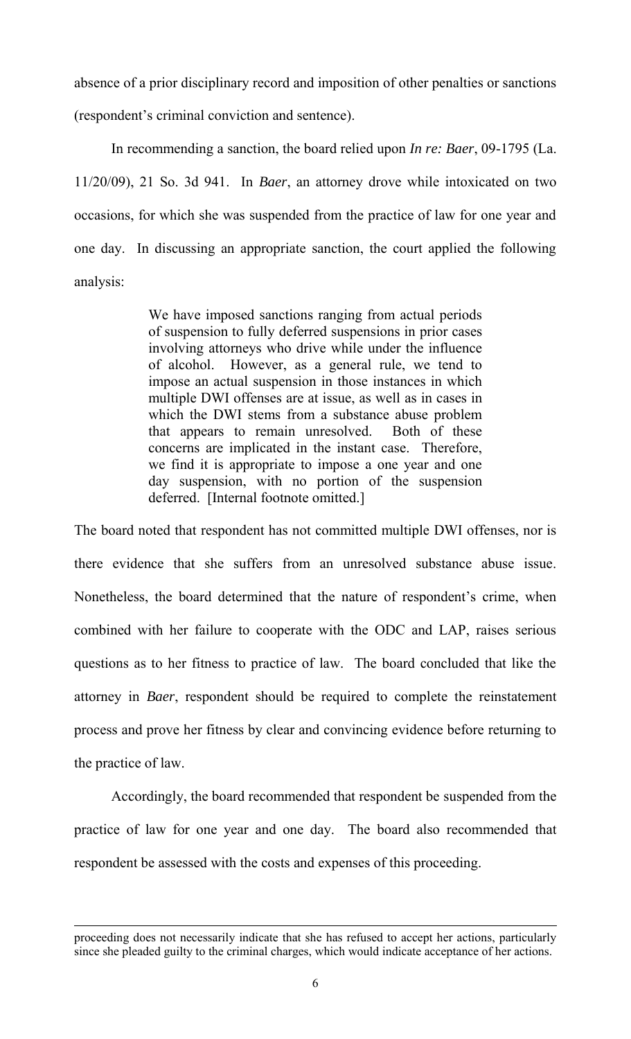absence of a prior disciplinary record and imposition of other penalties or sanctions (respondent's criminal conviction and sentence).

In recommending a sanction, the board relied upon *In re: Baer*, 09-1795 (La. 11/20/09), 21 So. 3d 941. In *Baer*, an attorney drove while intoxicated on two occasions, for which she was suspended from the practice of law for one year and one day. In discussing an appropriate sanction, the court applied the following analysis:

> We have imposed sanctions ranging from actual periods of suspension to fully deferred suspensions in prior cases involving attorneys who drive while under the influence of alcohol. However, as a general rule, we tend to impose an actual suspension in those instances in which multiple DWI offenses are at issue, as well as in cases in which the DWI stems from a substance abuse problem that appears to remain unresolved. Both of these concerns are implicated in the instant case. Therefore, we find it is appropriate to impose a one year and one day suspension, with no portion of the suspension deferred. [Internal footnote omitted.]

The board noted that respondent has not committed multiple DWI offenses, nor is there evidence that she suffers from an unresolved substance abuse issue. Nonetheless, the board determined that the nature of respondent's crime, when combined with her failure to cooperate with the ODC and LAP, raises serious questions as to her fitness to practice of law. The board concluded that like the attorney in *Baer*, respondent should be required to complete the reinstatement process and prove her fitness by clear and convincing evidence before returning to the practice of law.

Accordingly, the board recommended that respondent be suspended from the practice of law for one year and one day. The board also recommended that respondent be assessed with the costs and expenses of this proceeding.

---

proceeding does not necessarily indicate that she has refused to accept her actions, particularly since she pleaded guilty to the criminal charges, which would indicate acceptance of her actions.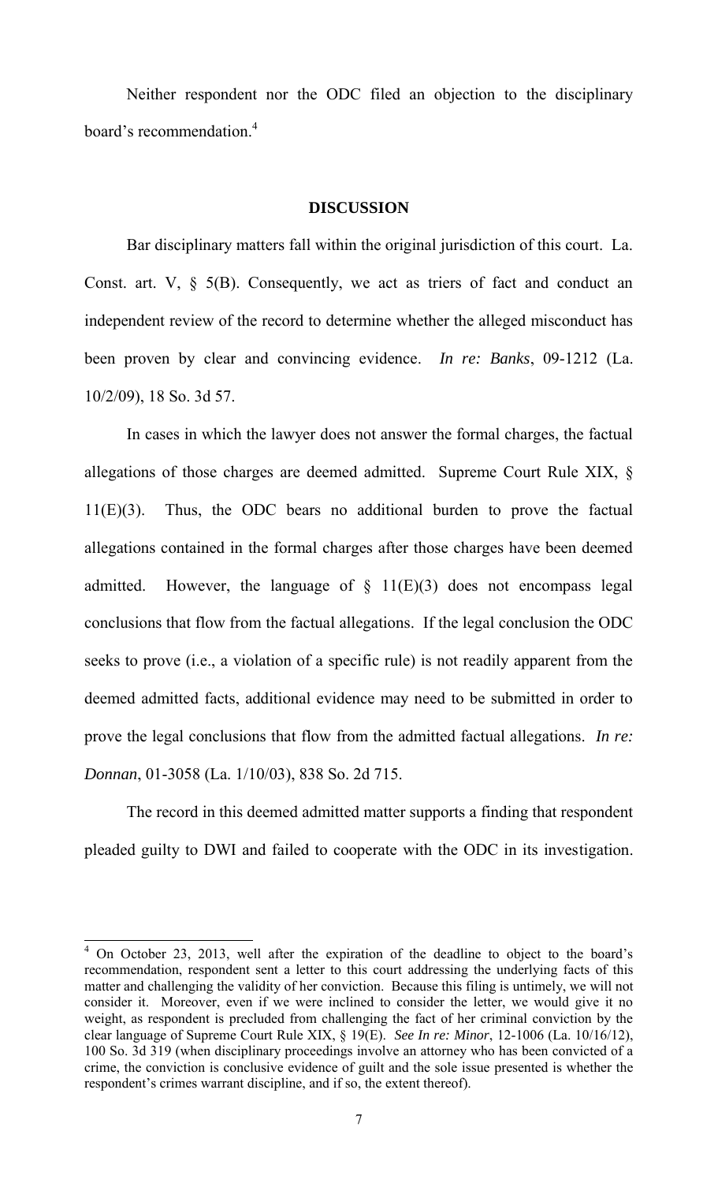Neither respondent nor the ODC filed an objection to the disciplinary board's recommendation.[4]

## DISCUSSION

Bar disciplinary matters fall within the original jurisdiction of this court. La. Const. art. V, § 5(B). Consequently, we act as triers of fact and conduct an independent review of the record to determine whether the alleged misconduct has been proven by clear and convincing evidence. *In re: Banks*, 09-1212 (La. 10/2/09), 18 So. 3d 57.

In cases in which the lawyer does not answer the formal charges, the factual allegations of those charges are deemed admitted. Supreme Court Rule XIX, § 11(E)(3). Thus, the ODC bears no additional burden to prove the factual allegations contained in the formal charges after those charges have been deemed admitted. However, the language of § 11(E)(3) does not encompass legal conclusions that flow from the factual allegations. If the legal conclusion the ODC seeks to prove (i.e., a violation of a specific rule) is not readily apparent from the deemed admitted facts, additional evidence may need to be submitted in order to prove the legal conclusions that flow from the admitted factual allegations. *In re: Donnan*, 01-3058 (La. 1/10/03), 838 So. 2d 715.

The record in this deemed admitted matter supports a finding that respondent pleaded guilty to DWI and failed to cooperate with the ODC in its investigation.

---

[4] On October 23, 2013, well after the expiration of the deadline to object to the board's recommendation, respondent sent a letter to this court addressing the underlying facts of this matter and challenging the validity of her conviction. Because this filing is untimely, we will not consider it. Moreover, even if we were inclined to consider the letter, we would give it no weight, as respondent is precluded from challenging the fact of her criminal conviction by the clear language of Supreme Court Rule XIX, § 19(E). *See In re: Minor*, 12-1006 (La. 10/16/12), 100 So. 3d 319 (when disciplinary proceedings involve an attorney who has been convicted of a crime, the conviction is conclusive evidence of guilt and the sole issue presented is whether the respondent's crimes warrant discipline, and if so, the extent thereof).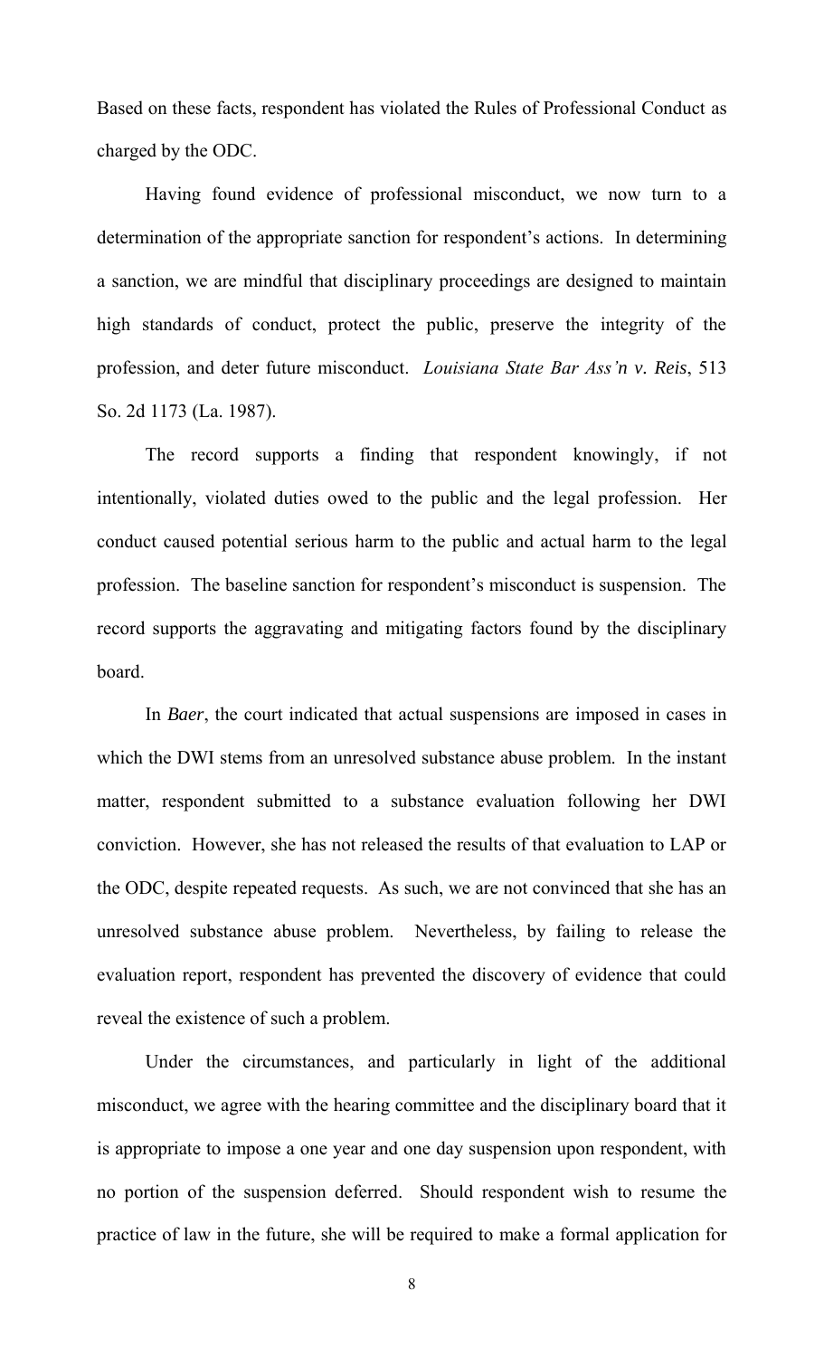Based on these facts, respondent has violated the Rules of Professional Conduct as charged by the ODC.

Having found evidence of professional misconduct, we now turn to a determination of the appropriate sanction for respondent's actions. In determining a sanction, we are mindful that disciplinary proceedings are designed to maintain high standards of conduct, protect the public, preserve the integrity of the profession, and deter future misconduct. *Louisiana State Bar Ass'n v. Reis*, 513 So. 2d 1173 (La. 1987).

The record supports a finding that respondent knowingly, if not intentionally, violated duties owed to the public and the legal profession. Her conduct caused potential serious harm to the public and actual harm to the legal profession. The baseline sanction for respondent's misconduct is suspension. The record supports the aggravating and mitigating factors found by the disciplinary board.

In *Baer*, the court indicated that actual suspensions are imposed in cases in which the DWI stems from an unresolved substance abuse problem. In the instant matter, respondent submitted to a substance evaluation following her DWI conviction. However, she has not released the results of that evaluation to LAP or the ODC, despite repeated requests. As such, we are not convinced that she has an unresolved substance abuse problem. Nevertheless, by failing to release the evaluation report, respondent has prevented the discovery of evidence that could reveal the existence of such a problem.

Under the circumstances, and particularly in light of the additional misconduct, we agree with the hearing committee and the disciplinary board that it is appropriate to impose a one year and one day suspension upon respondent, with no portion of the suspension deferred. Should respondent wish to resume the practice of law in the future, she will be required to make a formal application for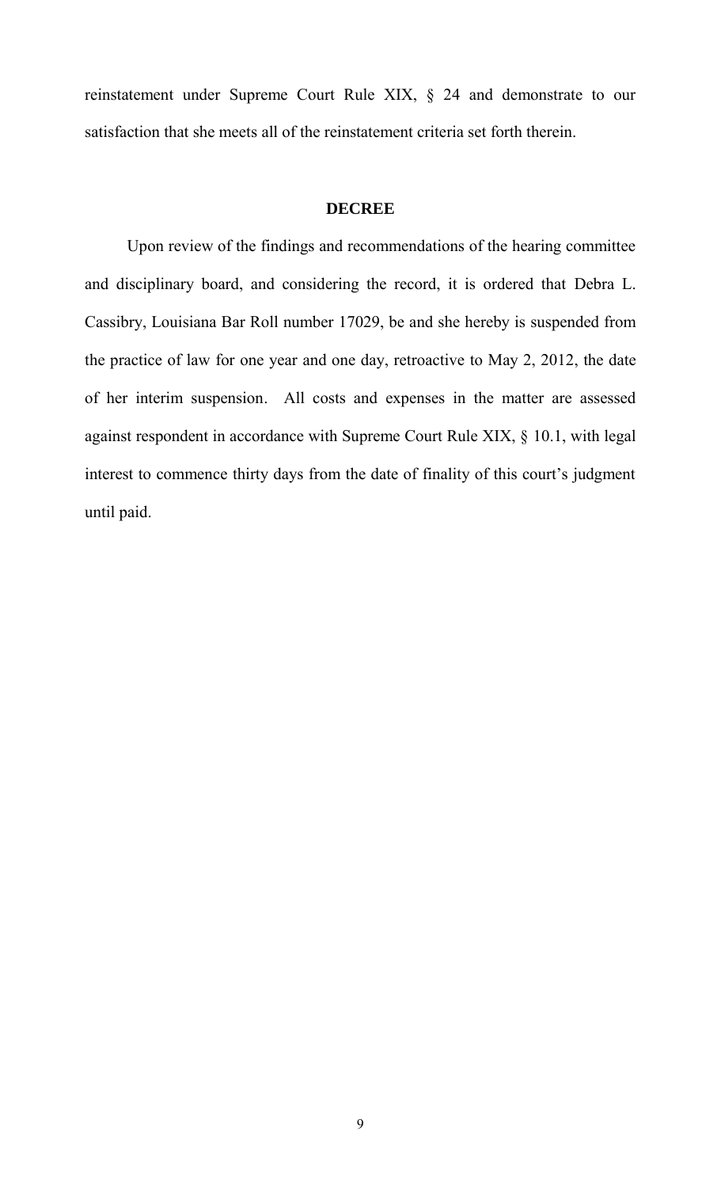reinstatement under Supreme Court Rule XIX, § 24 and demonstrate to our satisfaction that she meets all of the reinstatement criteria set forth therein.

## DECREE

Upon review of the findings and recommendations of the hearing committee and disciplinary board, and considering the record, it is ordered that Debra L. Cassibry, Louisiana Bar Roll number 17029, be and she hereby is suspended from the practice of law for one year and one day, retroactive to May 2, 2012, the date of her interim suspension. All costs and expenses in the matter are assessed against respondent in accordance with Supreme Court Rule XIX, § 10.1, with legal interest to commence thirty days from the date of finality of this court's judgment until paid.